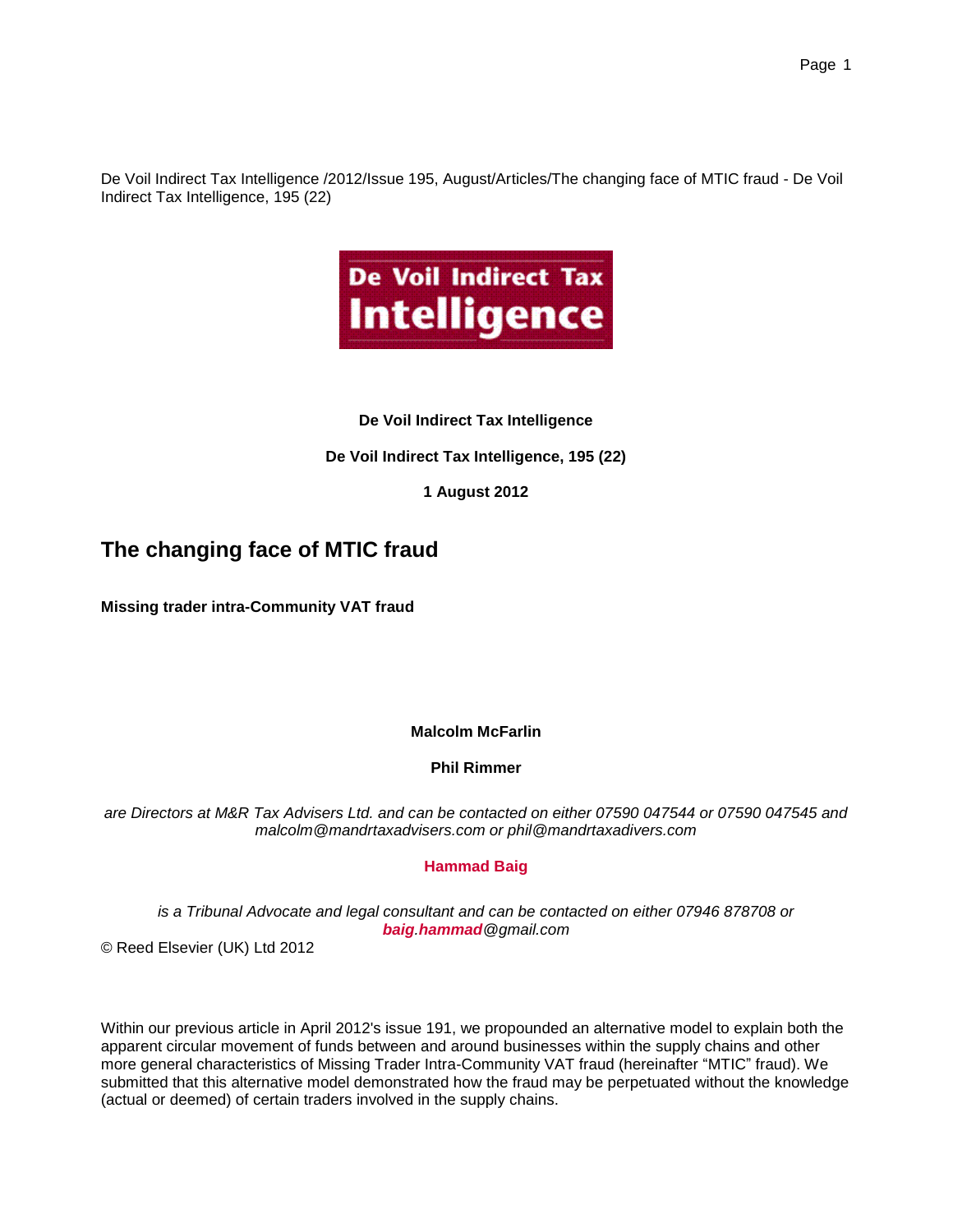De Voil Indirect Tax Intelligence /2012/Issue 195, August/Articles/The changing face of MTIC fraud - De Voil Indirect Tax Intelligence, 195 (22)

**De Voil Indirect Tax Intelligence**

**De Voil Indirect Tax Intelligence, 195 (22)**

**1 August 2012**

# The changing face of MTIC fraud

**Missing trader intra-Community VAT fraud**

**Malcolm McFarlin**

**Phil Rimmer**

*are Directors at M&R Tax Advisers Ltd. and can be contacted on either 07590 047544 or 07590 047545 and malcolm@mandrtaxadvisers.com or phil@mandrtaxadivers.com*

**Hammad Baig**

*is a Tribunal Advocate and legal consultant and can be contacted on either 07946 878708 or baig.hammad@gmail.com*

© Reed Elsevier (UK) Ltd 2012

Within our previous article in April 2012's issue 191, we propounded an alternative model to explain both the apparent circular movement of funds between and around businesses within the supply chains and other more general characteristics of Missing Trader Intra-Community VAT fraud (hereinafter "MTIC" fraud). We submitted that this alternative model demonstrated how the fraud may be perpetuated without the knowledge (actual or deemed) of certain traders involved in the supply chains.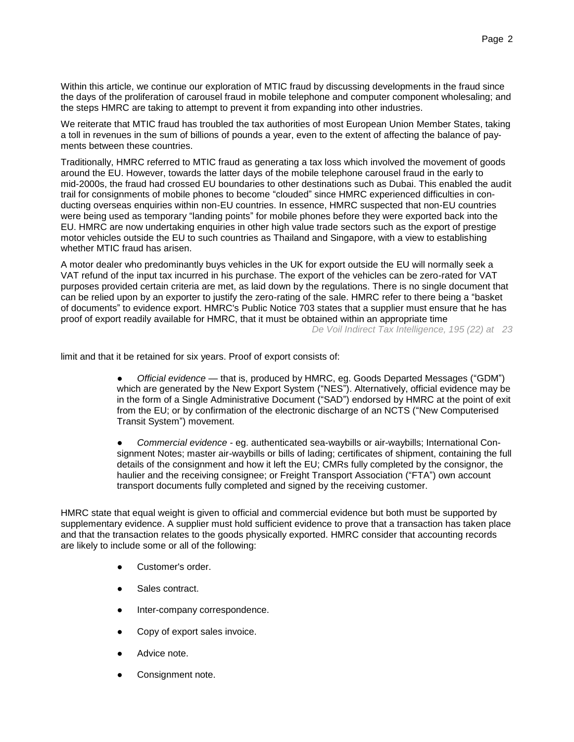Within this article, we continue our exploration of MTIC fraud by discussing developments in the fraud since the days of the proliferation of carousel fraud in mobile telephone and computer component wholesaling; and the steps HMRC are taking to attempt to prevent it from expanding into other industries.

We reiterate that MTIC fraud has troubled the tax authorities of most European Union Member States, taking a toll in revenues in the sum of billions of pounds a year, even to the extent of affecting the balance of payments between these countries.

Traditionally, HMRC referred to MTIC fraud as generating a tax loss which involved the movement of goods around the EU. However, towards the latter days of the mobile telephone carousel fraud in the early to mid-2000s, the fraud had crossed EU boundaries to other destinations such as Dubai. This enabled the audit trail for consignments of mobile phones to become "clouded" since HMRC experienced difficulties in conducting overseas enquiries within non-EU countries. In essence, HMRC suspected that non-EU countries were being used as temporary "landing points" for mobile phones before they were exported back into the EU. HMRC are now undertaking enquiries in other high value trade sectors such as the export of prestige motor vehicles outside the EU to such countries as Thailand and Singapore, with a view to establishing whether MTIC fraud has arisen.

A motor dealer who predominantly buys vehicles in the UK for export outside the EU will normally seek a VAT refund of the input tax incurred in his purchase. The export of the vehicles can be zero-rated for VAT purposes provided certain criteria are met, as laid down by the regulations. There is no single document that can be relied upon by an exporter to justify the zero-rating of the sale. HMRC refer to there being a "basket of documents" to evidence export. HMRC's Public Notice 703 states that a supplier must ensure that he has proof of export readily available for HMRC, that it must be obtained within an appropriate time limit and that it be retained for six years. Proof of export consists of:

- *Official evidence* — that is, produced by HMRC, eg. Goods Departed Messages ("GDM") which are generated by the New Export System ("NES"). Alternatively, official evidence may be in the form of a Single Administrative Document ("SAD") endorsed by HMRC at the point of exit from the EU; or by confirmation of the electronic discharge of an NCTS ("New Computerised Transit System") movement.

- *Commercial evidence* - eg. authenticated sea-waybills or air-waybills; International Consignment Notes; master air-waybills or bills of lading; certificates of shipment, containing the full details of the consignment and how it left the EU; CMRs fully completed by the consignor, the haulier and the receiving consignee; or Freight Transport Association ("FTA") own account transport documents fully completed and signed by the receiving customer.

HMRC state that equal weight is given to official and commercial evidence but both must be supported by supplementary evidence. A supplier must hold sufficient evidence to prove that a transaction has taken place and that the transaction relates to the goods physically exported. HMRC consider that accounting records are likely to include some or all of the following:

- Customer's order.
- Sales contract.
- Inter-company correspondence.
- Copy of export sales invoice.
- Advice note.
- Consignment note.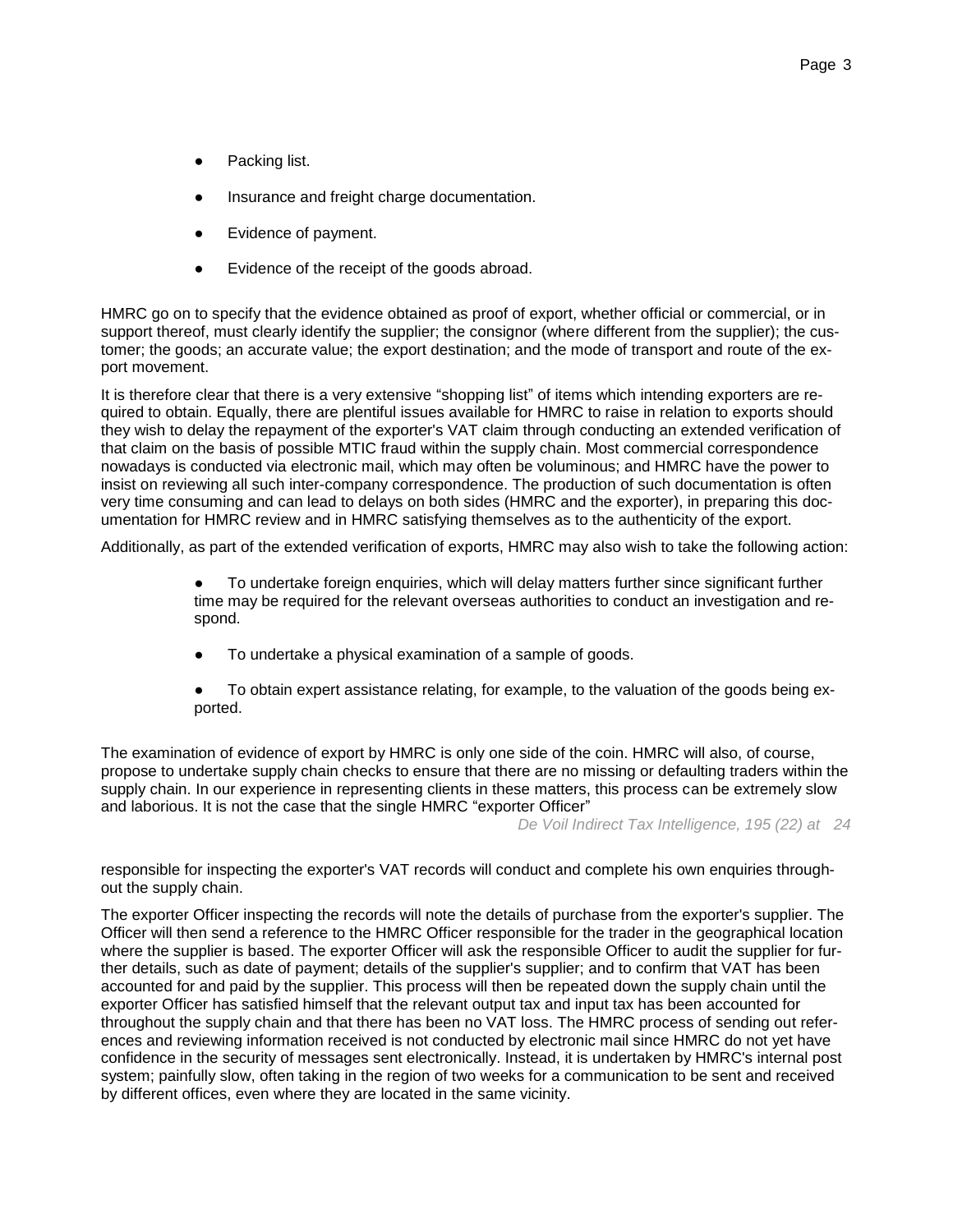- Packing list.
- Insurance and freight charge documentation.
- Evidence of payment.
- Evidence of the receipt of the goods abroad.

HMRC go on to specify that the evidence obtained as proof of export, whether official or commercial, or in support thereof, must clearly identify the supplier; the consignor (where different from the supplier); the customer; the goods; an accurate value; the export destination; and the mode of transport and route of the export movement.

It is therefore clear that there is a very extensive "shopping list" of items which intending exporters are required to obtain. Equally, there are plentiful issues available for HMRC to raise in relation to exports should they wish to delay the repayment of the exporter's VAT claim through conducting an extended verification of that claim on the basis of possible MTIC fraud within the supply chain. Most commercial correspondence nowadays is conducted via electronic mail, which may often be voluminous; and HMRC have the power to insist on reviewing all such inter-company correspondence. The production of such documentation is often very time consuming and can lead to delays on both sides (HMRC and the exporter), in preparing this documentation for HMRC review and in HMRC satisfying themselves as to the authenticity of the export.

Additionally, as part of the extended verification of exports, HMRC may also wish to take the following action:

- To undertake foreign enquiries, which will delay matters further since significant further time may be required for the relevant overseas authorities to conduct an investigation and respond.
- To undertake a physical examination of a sample of goods.
- To obtain expert assistance relating, for example, to the valuation of the goods being exported.

The examination of evidence of export by HMRC is only one side of the coin. HMRC will also, of course, propose to undertake supply chain checks to ensure that there are no missing or defaulting traders within the supply chain. In our experience in representing clients in these matters, this process can be extremely slow and laborious. It is not the case that the single HMRC "exporter Officer" responsible for inspecting the exporter's VAT records will conduct and complete his own enquiries throughout the supply chain.

The exporter Officer inspecting the records will note the details of purchase from the exporter's supplier. The Officer will then send a reference to the HMRC Officer responsible for the trader in the geographical location where the supplier is based. The exporter Officer will ask the responsible Officer to audit the supplier for further details, such as date of payment; details of the supplier's supplier; and to confirm that VAT has been accounted for and paid by the supplier. This process will then be repeated down the supply chain until the exporter Officer has satisfied himself that the relevant output tax and input tax has been accounted for throughout the supply chain and that there has been no VAT loss. The HMRC process of sending out references and reviewing information received is not conducted by electronic mail since HMRC do not yet have confidence in the security of messages sent electronically. Instead, it is undertaken by HMRC's internal post system; painfully slow, often taking in the region of two weeks for a communication to be sent and received by different offices, even where they are located in the same vicinity.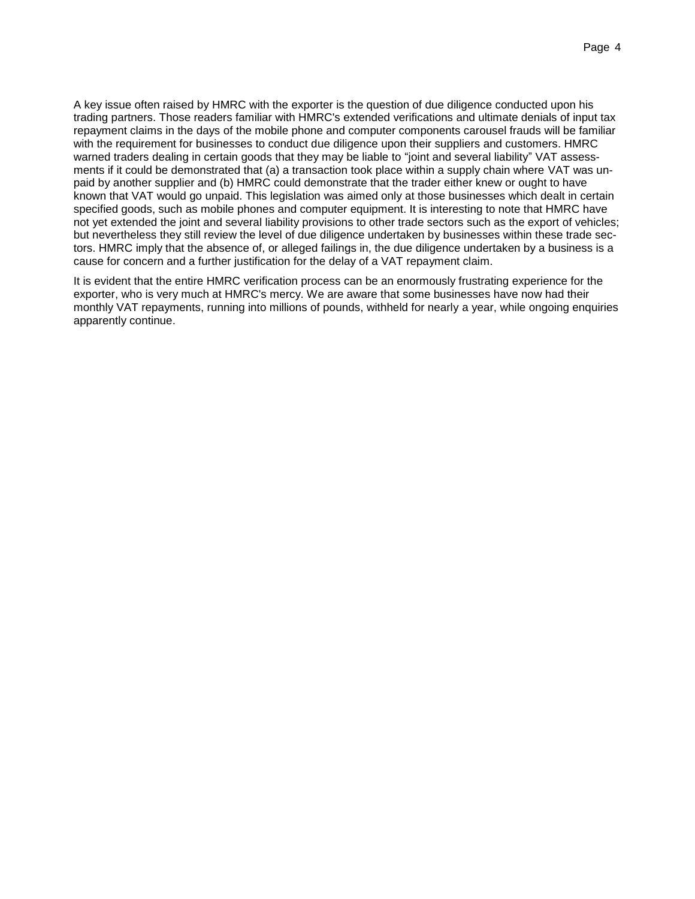A key issue often raised by HMRC with the exporter is the question of due diligence conducted upon his trading partners. Those readers familiar with HMRC's extended verifications and ultimate denials of input tax repayment claims in the days of the mobile phone and computer components carousel frauds will be familiar with the requirement for businesses to conduct due diligence upon their suppliers and customers. HMRC warned traders dealing in certain goods that they may be liable to "joint and several liability" VAT assessments if it could be demonstrated that (a) a transaction took place within a supply chain where VAT was unpaid by another supplier and (b) HMRC could demonstrate that the trader either knew or ought to have known that VAT would go unpaid. This legislation was aimed only at those businesses which dealt in certain specified goods, such as mobile phones and computer equipment. It is interesting to note that HMRC have not yet extended the joint and several liability provisions to other trade sectors such as the export of vehicles; but nevertheless they still review the level of due diligence undertaken by businesses within these trade sectors. HMRC imply that the absence of, or alleged failings in, the due diligence undertaken by a business is a cause for concern and a further justification for the delay of a VAT repayment claim.

It is evident that the entire HMRC verification process can be an enormously frustrating experience for the exporter, who is very much at HMRC's mercy. We are aware that some businesses have now had their monthly VAT repayments, running into millions of pounds, withheld for nearly a year, while ongoing enquiries apparently continue.